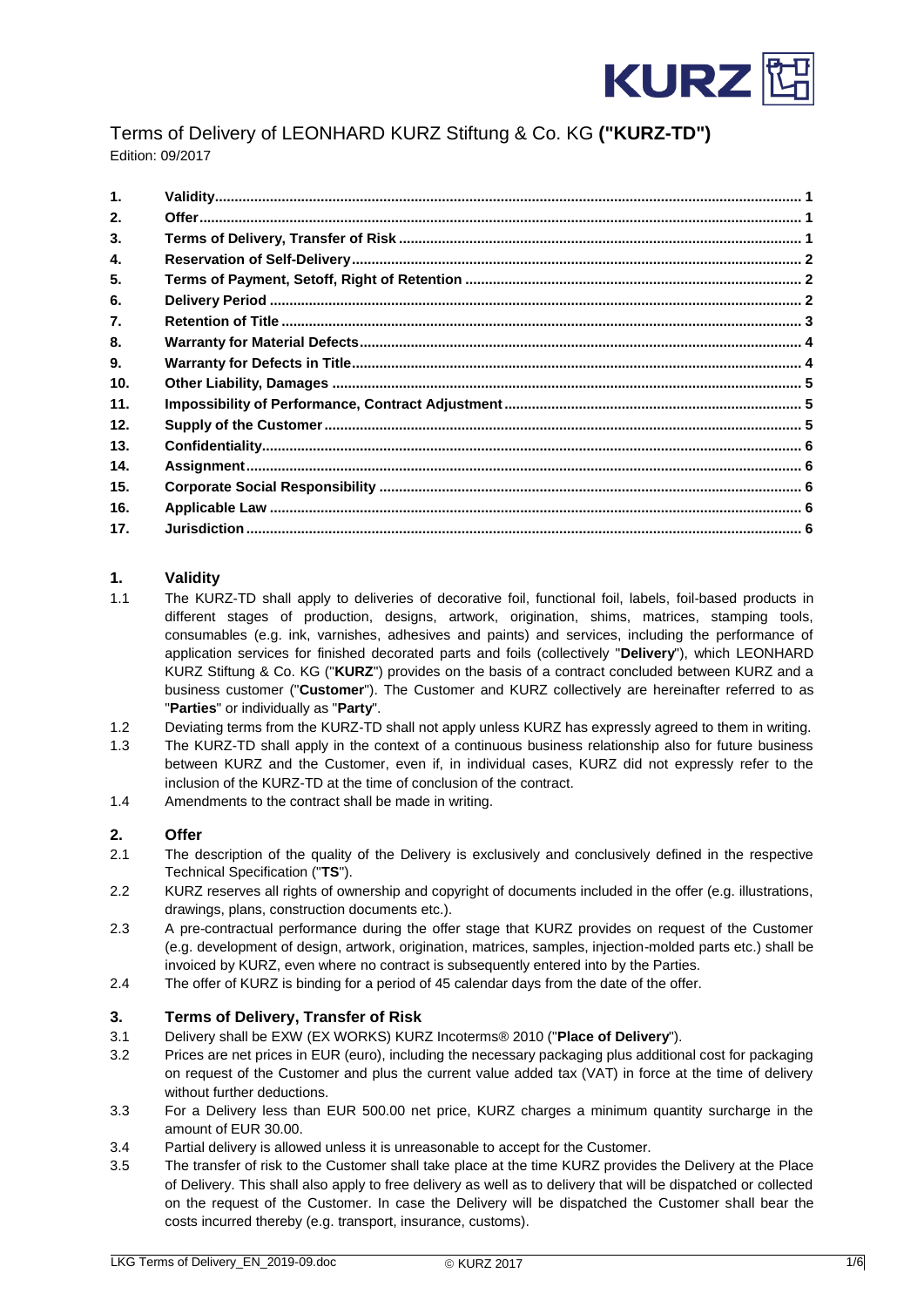# Terms of Delivery of LEONHARD KURZ Stiftung & Co. KG **("KURZ-TD")**

Edition: 09/2017

| | | |
|---|---|---|
| **1.** | **Validity** | **1** |
| **2.** | **Offer** | **1** |
| **3.** | **Terms of Delivery, Transfer of Risk** | **1** |
| **4.** | **Reservation of Self-Delivery** | **2** |
| **5.** | **Terms of Payment, Setoff, Right of Retention** | **2** |
| **6.** | **Delivery Period** | **2** |
| **7.** | **Retention of Title** | **3** |
| **8.** | **Warranty for Material Defects** | **4** |
| **9.** | **Warranty for Defects in Title** | **4** |
| **10.** | **Other Liability, Damages** | **5** |
| **11.** | **Impossibility of Performance, Contract Adjustment** | **5** |
| **12.** | **Supply of the Customer** | **5** |
| **13.** | **Confidentiality** | **6** |
| **14.** | **Assignment** | **6** |
| **15.** | **Corporate Social Responsibility** | **6** |
| **16.** | **Applicable Law** | **6** |
| **17.** | **Jurisdiction** | **6** |

## 1. Validity

1.1 The KURZ-TD shall apply to deliveries of decorative foil, functional foil, labels, foil-based products in different stages of production, designs, artwork, origination, shims, matrices, stamping tools, consumables (e.g. ink, varnishes, adhesives and paints) and services, including the performance of application services for finished decorated parts and foils (collectively "**Delivery**"), which LEONHARD KURZ Stiftung & Co. KG ("**KURZ**") provides on the basis of a contract concluded between KURZ and a business customer ("**Customer**"). The Customer and KURZ collectively are hereinafter referred to as "**Parties**" or individually as "**Party**".

1.2 Deviating terms from the KURZ-TD shall not apply unless KURZ has expressly agreed to them in writing.

1.3 The KURZ-TD shall apply in the context of a continuous business relationship also for future business between KURZ and the Customer, even if, in individual cases, KURZ did not expressly refer to the inclusion of the KURZ-TD at the time of conclusion of the contract.

1.4 Amendments to the contract shall be made in writing.

## 2. Offer

2.1 The description of the quality of the Delivery is exclusively and conclusively defined in the respective Technical Specification ("**TS**").

2.2 KURZ reserves all rights of ownership and copyright of documents included in the offer (e.g. illustrations, drawings, plans, construction documents etc.).

2.3 A pre-contractual performance during the offer stage that KURZ provides on request of the Customer (e.g. development of design, artwork, origination, matrices, samples, injection-molded parts etc.) shall be invoiced by KURZ, even where no contract is subsequently entered into by the Parties.

2.4 The offer of KURZ is binding for a period of 45 calendar days from the date of the offer.

## 3. Terms of Delivery, Transfer of Risk

3.1 Delivery shall be EXW (EX WORKS) KURZ Incoterms® 2010 ("**Place of Delivery**").

3.2 Prices are net prices in EUR (euro), including the necessary packaging plus additional cost for packaging on request of the Customer and plus the current value added tax (VAT) in force at the time of delivery without further deductions.

3.3 For a Delivery less than EUR 500.00 net price, KURZ charges a minimum quantity surcharge in the amount of EUR 30.00.

3.4 Partial delivery is allowed unless it is unreasonable to accept for the Customer.

3.5 The transfer of risk to the Customer shall take place at the time KURZ provides the Delivery at the Place of Delivery. This shall also apply to free delivery as well as to delivery that will be dispatched or collected on the request of the Customer. In case the Delivery will be dispatched the Customer shall bear the costs incurred thereby (e.g. transport, insurance, customs).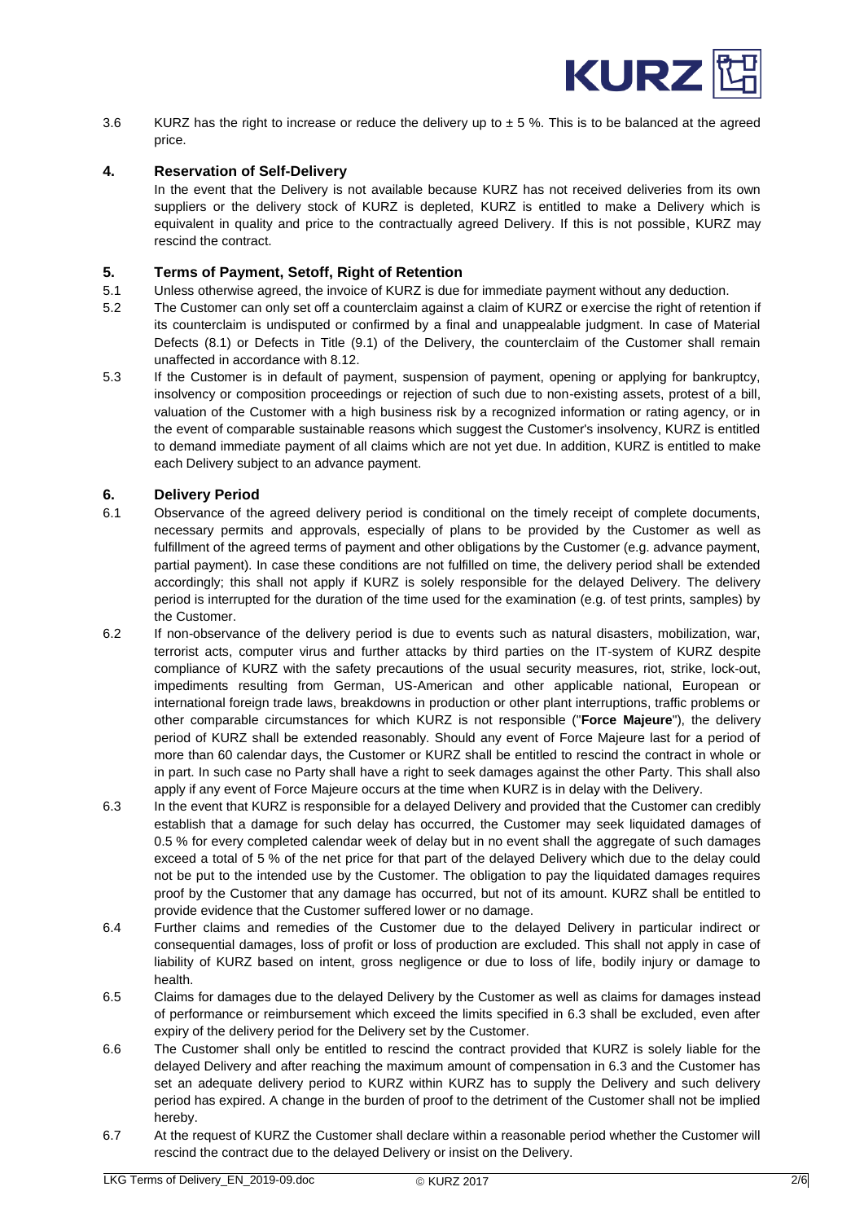3.6 KURZ has the right to increase or reduce the delivery up to ± 5 %. This is to be balanced at the agreed price.

## 4. Reservation of Self-Delivery

In the event that the Delivery is not available because KURZ has not received deliveries from its own suppliers or the delivery stock of KURZ is depleted, KURZ is entitled to make a Delivery which is equivalent in quality and price to the contractually agreed Delivery. If this is not possible, KURZ may rescind the contract.

## 5. Terms of Payment, Setoff, Right of Retention

5.1 Unless otherwise agreed, the invoice of KURZ is due for immediate payment without any deduction.

5.2 The Customer can only set off a counterclaim against a claim of KURZ or exercise the right of retention if its counterclaim is undisputed or confirmed by a final and unappealable judgment. In case of Material Defects (8.1) or Defects in Title (9.1) of the Delivery, the counterclaim of the Customer shall remain unaffected in accordance with 8.12.

5.3 If the Customer is in default of payment, suspension of payment, opening or applying for bankruptcy, insolvency or composition proceedings or rejection of such due to non-existing assets, protest of a bill, valuation of the Customer with a high business risk by a recognized information or rating agency, or in the event of comparable sustainable reasons which suggest the Customer's insolvency, KURZ is entitled to demand immediate payment of all claims which are not yet due. In addition, KURZ is entitled to make each Delivery subject to an advance payment.

## 6. Delivery Period

6.1 Observance of the agreed delivery period is conditional on the timely receipt of complete documents, necessary permits and approvals, especially of plans to be provided by the Customer as well as fulfillment of the agreed terms of payment and other obligations by the Customer (e.g. advance payment, partial payment). In case these conditions are not fulfilled on time, the delivery period shall be extended accordingly; this shall not apply if KURZ is solely responsible for the delayed Delivery. The delivery period is interrupted for the duration of the time used for the examination (e.g. of test prints, samples) by the Customer.

6.2 If non-observance of the delivery period is due to events such as natural disasters, mobilization, war, terrorist acts, computer virus and further attacks by third parties on the IT-system of KURZ despite compliance of KURZ with the safety precautions of the usual security measures, riot, strike, lock-out, impediments resulting from German, US-American and other applicable national, European or international foreign trade laws, breakdowns in production or other plant interruptions, traffic problems or other comparable circumstances for which KURZ is not responsible ("**Force Majeure**"), the delivery period of KURZ shall be extended reasonably. Should any event of Force Majeure last for a period of more than 60 calendar days, the Customer or KURZ shall be entitled to rescind the contract in whole or in part. In such case no Party shall have a right to seek damages against the other Party. This shall also apply if any event of Force Majeure occurs at the time when KURZ is in delay with the Delivery.

6.3 In the event that KURZ is responsible for a delayed Delivery and provided that the Customer can credibly establish that a damage for such delay has occurred, the Customer may seek liquidated damages of 0.5 % for every completed calendar week of delay but in no event shall the aggregate of such damages exceed a total of 5 % of the net price for that part of the delayed Delivery which due to the delay could not be put to the intended use by the Customer. The obligation to pay the liquidated damages requires proof by the Customer that any damage has occurred, but not of its amount. KURZ shall be entitled to provide evidence that the Customer suffered lower or no damage.

6.4 Further claims and remedies of the Customer due to the delayed Delivery in particular indirect or consequential damages, loss of profit or loss of production are excluded. This shall not apply in case of liability of KURZ based on intent, gross negligence or due to loss of life, bodily injury or damage to health.

6.5 Claims for damages due to the delayed Delivery by the Customer as well as claims for damages instead of performance or reimbursement which exceed the limits specified in 6.3 shall be excluded, even after expiry of the delivery period for the Delivery set by the Customer.

6.6 The Customer shall only be entitled to rescind the contract provided that KURZ is solely liable for the delayed Delivery and after reaching the maximum amount of compensation in 6.3 and the Customer has set an adequate delivery period to KURZ within KURZ has to supply the Delivery and such delivery period has expired. A change in the burden of proof to the detriment of the Customer shall not be implied hereby.

6.7 At the request of KURZ the Customer shall declare within a reasonable period whether the Customer will rescind the contract due to the delayed Delivery or insist on the Delivery.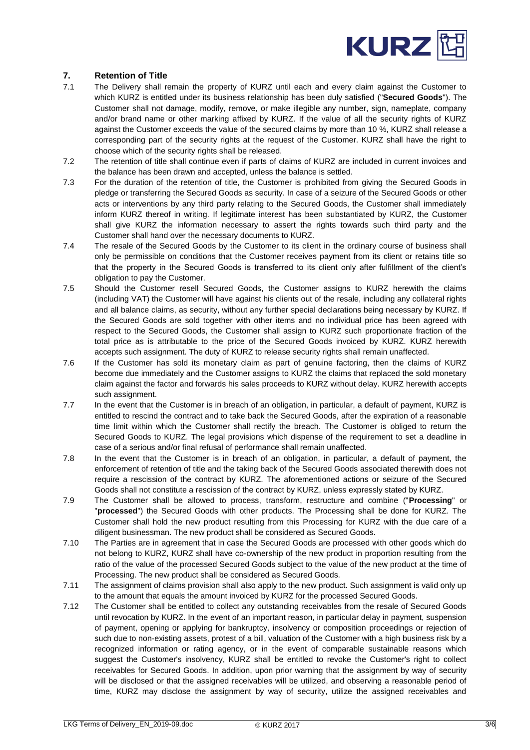## 7. Retention of Title

7.1 The Delivery shall remain the property of KURZ until each and every claim against the Customer to which KURZ is entitled under its business relationship has been duly satisfied ("**Secured Goods**"). The Customer shall not damage, modify, remove, or make illegible any number, sign, nameplate, company and/or brand name or other marking affixed by KURZ. If the value of all the security rights of KURZ against the Customer exceeds the value of the secured claims by more than 10 %, KURZ shall release a corresponding part of the security rights at the request of the Customer. KURZ shall have the right to choose which of the security rights shall be released.

7.2 The retention of title shall continue even if parts of claims of KURZ are included in current invoices and the balance has been drawn and accepted, unless the balance is settled.

7.3 For the duration of the retention of title, the Customer is prohibited from giving the Secured Goods in pledge or transferring the Secured Goods as security. In case of a seizure of the Secured Goods or other acts or interventions by any third party relating to the Secured Goods, the Customer shall immediately inform KURZ thereof in writing. If legitimate interest has been substantiated by KURZ, the Customer shall give KURZ the information necessary to assert the rights towards such third party and the Customer shall hand over the necessary documents to KURZ.

7.4 The resale of the Secured Goods by the Customer to its client in the ordinary course of business shall only be permissible on conditions that the Customer receives payment from its client or retains title so that the property in the Secured Goods is transferred to its client only after fulfillment of the client's obligation to pay the Customer.

7.5 Should the Customer resell Secured Goods, the Customer assigns to KURZ herewith the claims (including VAT) the Customer will have against his clients out of the resale, including any collateral rights and all balance claims, as security, without any further special declarations being necessary by KURZ. If the Secured Goods are sold together with other items and no individual price has been agreed with respect to the Secured Goods, the Customer shall assign to KURZ such proportionate fraction of the total price as is attributable to the price of the Secured Goods invoiced by KURZ. KURZ herewith accepts such assignment. The duty of KURZ to release security rights shall remain unaffected.

7.6 If the Customer has sold its monetary claim as part of genuine factoring, then the claims of KURZ become due immediately and the Customer assigns to KURZ the claims that replaced the sold monetary claim against the factor and forwards his sales proceeds to KURZ without delay. KURZ herewith accepts such assignment.

7.7 In the event that the Customer is in breach of an obligation, in particular, a default of payment, KURZ is entitled to rescind the contract and to take back the Secured Goods, after the expiration of a reasonable time limit within which the Customer shall rectify the breach. The Customer is obliged to return the Secured Goods to KURZ. The legal provisions which dispense of the requirement to set a deadline in case of a serious and/or final refusal of performance shall remain unaffected.

7.8 In the event that the Customer is in breach of an obligation, in particular, a default of payment, the enforcement of retention of title and the taking back of the Secured Goods associated therewith does not require a rescission of the contract by KURZ. The aforementioned actions or seizure of the Secured Goods shall not constitute a rescission of the contract by KURZ, unless expressly stated by KURZ.

7.9 The Customer shall be allowed to process, transform, restructure and combine ("**Processing**" or "**processed**") the Secured Goods with other products. The Processing shall be done for KURZ. The Customer shall hold the new product resulting from this Processing for KURZ with the due care of a diligent businessman. The new product shall be considered as Secured Goods.

7.10 The Parties are in agreement that in case the Secured Goods are processed with other goods which do not belong to KURZ, KURZ shall have co-ownership of the new product in proportion resulting from the ratio of the value of the processed Secured Goods subject to the value of the new product at the time of Processing. The new product shall be considered as Secured Goods.

7.11 The assignment of claims provision shall also apply to the new product. Such assignment is valid only up to the amount that equals the amount invoiced by KURZ for the processed Secured Goods.

7.12 The Customer shall be entitled to collect any outstanding receivables from the resale of Secured Goods until revocation by KURZ. In the event of an important reason, in particular delay in payment, suspension of payment, opening or applying for bankruptcy, insolvency or composition proceedings or rejection of such due to non-existing assets, protest of a bill, valuation of the Customer with a high business risk by a recognized information or rating agency, or in the event of comparable sustainable reasons which suggest the Customer's insolvency, KURZ shall be entitled to revoke the Customer's right to collect receivables for Secured Goods. In addition, upon prior warning that the assignment by way of security will be disclosed or that the assigned receivables will be utilized, and observing a reasonable period of time, KURZ may disclose the assignment by way of security, utilize the assigned receivables and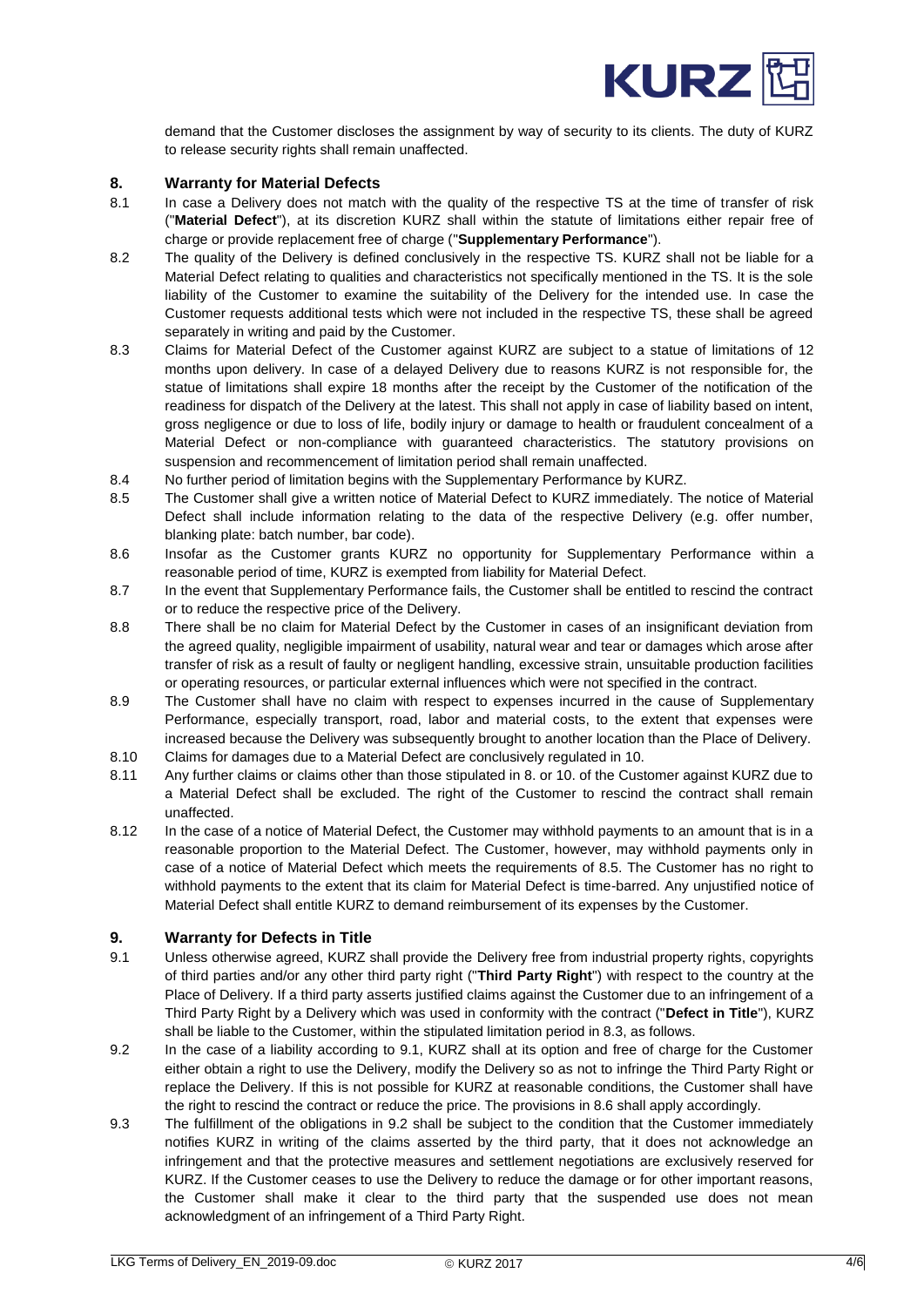demand that the Customer discloses the assignment by way of security to its clients. The duty of KURZ to release security rights shall remain unaffected.

## 8. Warranty for Material Defects

8.1 In case a Delivery does not match with the quality of the respective TS at the time of transfer of risk ("**Material Defect**"), at its discretion KURZ shall within the statute of limitations either repair free of charge or provide replacement free of charge ("**Supplementary Performance**").

8.2 The quality of the Delivery is defined conclusively in the respective TS. KURZ shall not be liable for a Material Defect relating to qualities and characteristics not specifically mentioned in the TS. It is the sole liability of the Customer to examine the suitability of the Delivery for the intended use. In case the Customer requests additional tests which were not included in the respective TS, these shall be agreed separately in writing and paid by the Customer.

8.3 Claims for Material Defect of the Customer against KURZ are subject to a statue of limitations of 12 months upon delivery. In case of a delayed Delivery due to reasons KURZ is not responsible for, the statue of limitations shall expire 18 months after the receipt by the Customer of the notification of the readiness for dispatch of the Delivery at the latest. This shall not apply in case of liability based on intent, gross negligence or due to loss of life, bodily injury or damage to health or fraudulent concealment of a Material Defect or non-compliance with guaranteed characteristics. The statutory provisions on suspension and recommencement of limitation period shall remain unaffected.

8.4 No further period of limitation begins with the Supplementary Performance by KURZ.

8.5 The Customer shall give a written notice of Material Defect to KURZ immediately. The notice of Material Defect shall include information relating to the data of the respective Delivery (e.g. offer number, blanking plate: batch number, bar code).

8.6 Insofar as the Customer grants KURZ no opportunity for Supplementary Performance within a reasonable period of time, KURZ is exempted from liability for Material Defect.

8.7 In the event that Supplementary Performance fails, the Customer shall be entitled to rescind the contract or to reduce the respective price of the Delivery.

8.8 There shall be no claim for Material Defect by the Customer in cases of an insignificant deviation from the agreed quality, negligible impairment of usability, natural wear and tear or damages which arose after transfer of risk as a result of faulty or negligent handling, excessive strain, unsuitable production facilities or operating resources, or particular external influences which were not specified in the contract.

8.9 The Customer shall have no claim with respect to expenses incurred in the cause of Supplementary Performance, especially transport, road, labor and material costs, to the extent that expenses were increased because the Delivery was subsequently brought to another location than the Place of Delivery.

8.10 Claims for damages due to a Material Defect are conclusively regulated in 10.

8.11 Any further claims or claims other than those stipulated in 8. or 10. of the Customer against KURZ due to a Material Defect shall be excluded. The right of the Customer to rescind the contract shall remain unaffected.

8.12 In the case of a notice of Material Defect, the Customer may withhold payments to an amount that is in a reasonable proportion to the Material Defect. The Customer, however, may withhold payments only in case of a notice of Material Defect which meets the requirements of 8.5. The Customer has no right to withhold payments to the extent that its claim for Material Defect is time-barred. Any unjustified notice of Material Defect shall entitle KURZ to demand reimbursement of its expenses by the Customer.

## 9. Warranty for Defects in Title

9.1 Unless otherwise agreed, KURZ shall provide the Delivery free from industrial property rights, copyrights of third parties and/or any other third party right ("**Third Party Right**") with respect to the country at the Place of Delivery. If a third party asserts justified claims against the Customer due to an infringement of a Third Party Right by a Delivery which was used in conformity with the contract ("**Defect in Title**"), KURZ shall be liable to the Customer, within the stipulated limitation period in 8.3, as follows.

9.2 In the case of a liability according to 9.1, KURZ shall at its option and free of charge for the Customer either obtain a right to use the Delivery, modify the Delivery so as not to infringe the Third Party Right or replace the Delivery. If this is not possible for KURZ at reasonable conditions, the Customer shall have the right to rescind the contract or reduce the price. The provisions in 8.6 shall apply accordingly.

9.3 The fulfillment of the obligations in 9.2 shall be subject to the condition that the Customer immediately notifies KURZ in writing of the claims asserted by the third party, that it does not acknowledge an infringement and that the protective measures and settlement negotiations are exclusively reserved for KURZ. If the Customer ceases to use the Delivery to reduce the damage or for other important reasons, the Customer shall make it clear to the third party that the suspended use does not mean acknowledgment of an infringement of a Third Party Right.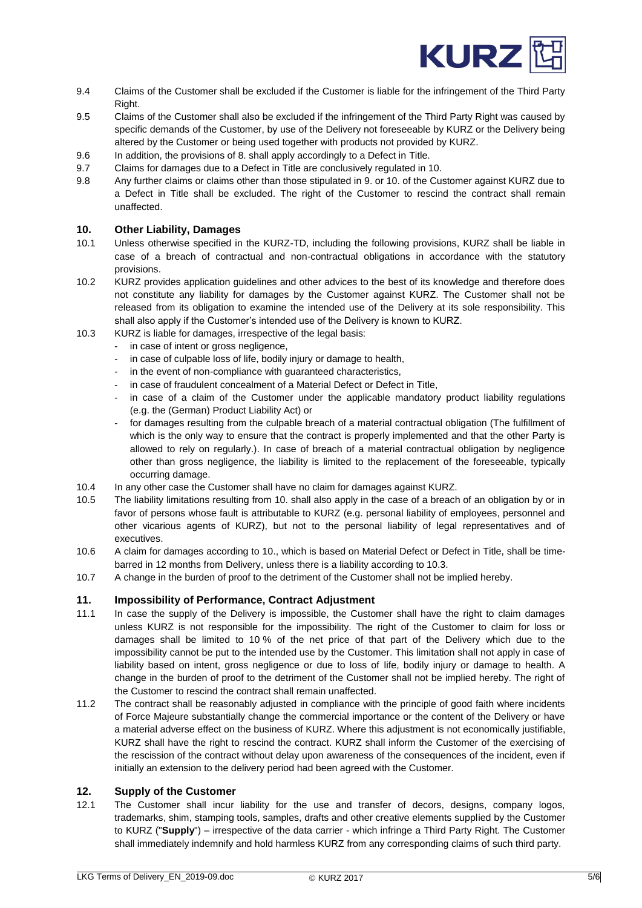9.4 Claims of the Customer shall be excluded if the Customer is liable for the infringement of the Third Party Right.

9.5 Claims of the Customer shall also be excluded if the infringement of the Third Party Right was caused by specific demands of the Customer, by use of the Delivery not foreseeable by KURZ or the Delivery being altered by the Customer or being used together with products not provided by KURZ.

9.6 In addition, the provisions of 8. shall apply accordingly to a Defect in Title.

9.7 Claims for damages due to a Defect in Title are conclusively regulated in 10.

9.8 Any further claims or claims other than those stipulated in 9. or 10. of the Customer against KURZ due to a Defect in Title shall be excluded. The right of the Customer to rescind the contract shall remain unaffected.

## 10. Other Liability, Damages

10.1 Unless otherwise specified in the KURZ-TD, including the following provisions, KURZ shall be liable in case of a breach of contractual and non-contractual obligations in accordance with the statutory provisions.

10.2 KURZ provides application guidelines and other advices to the best of its knowledge and therefore does not constitute any liability for damages by the Customer against KURZ. The Customer shall not be released from its obligation to examine the intended use of the Delivery at its sole responsibility. This shall also apply if the Customer's intended use of the Delivery is known to KURZ.

10.3 KURZ is liable for damages, irrespective of the legal basis:

- in case of intent or gross negligence,
- in case of culpable loss of life, bodily injury or damage to health,
- in the event of non-compliance with guaranteed characteristics,
- in case of fraudulent concealment of a Material Defect or Defect in Title,
- in case of a claim of the Customer under the applicable mandatory product liability regulations (e.g. the (German) Product Liability Act) or
- for damages resulting from the culpable breach of a material contractual obligation (The fulfillment of which is the only way to ensure that the contract is properly implemented and that the other Party is allowed to rely on regularly.). In case of breach of a material contractual obligation by negligence other than gross negligence, the liability is limited to the replacement of the foreseeable, typically occurring damage.

10.4 In any other case the Customer shall have no claim for damages against KURZ.

10.5 The liability limitations resulting from 10. shall also apply in the case of a breach of an obligation by or in favor of persons whose fault is attributable to KURZ (e.g. personal liability of employees, personnel and other vicarious agents of KURZ), but not to the personal liability of legal representatives and of executives.

10.6 A claim for damages according to 10., which is based on Material Defect or Defect in Title, shall be time-barred in 12 months from Delivery, unless there is a liability according to 10.3.

10.7 A change in the burden of proof to the detriment of the Customer shall not be implied hereby.

## 11. Impossibility of Performance, Contract Adjustment

11.1 In case the supply of the Delivery is impossible, the Customer shall have the right to claim damages unless KURZ is not responsible for the impossibility. The right of the Customer to claim for loss or damages shall be limited to 10 % of the net price of that part of the Delivery which due to the impossibility cannot be put to the intended use by the Customer. This limitation shall not apply in case of liability based on intent, gross negligence or due to loss of life, bodily injury or damage to health. A change in the burden of proof to the detriment of the Customer shall not be implied hereby. The right of the Customer to rescind the contract shall remain unaffected.

11.2 The contract shall be reasonably adjusted in compliance with the principle of good faith where incidents of Force Majeure substantially change the commercial importance or the content of the Delivery or have a material adverse effect on the business of KURZ. Where this adjustment is not economically justifiable, KURZ shall have the right to rescind the contract. KURZ shall inform the Customer of the exercising of the rescission of the contract without delay upon awareness of the consequences of the incident, even if initially an extension to the delivery period had been agreed with the Customer.

## 12. Supply of the Customer

12.1 The Customer shall incur liability for the use and transfer of decors, designs, company logos, trademarks, shim, stamping tools, samples, drafts and other creative elements supplied by the Customer to KURZ ("**Supply**") – irrespective of the data carrier - which infringe a Third Party Right. The Customer shall immediately indemnify and hold harmless KURZ from any corresponding claims of such third party.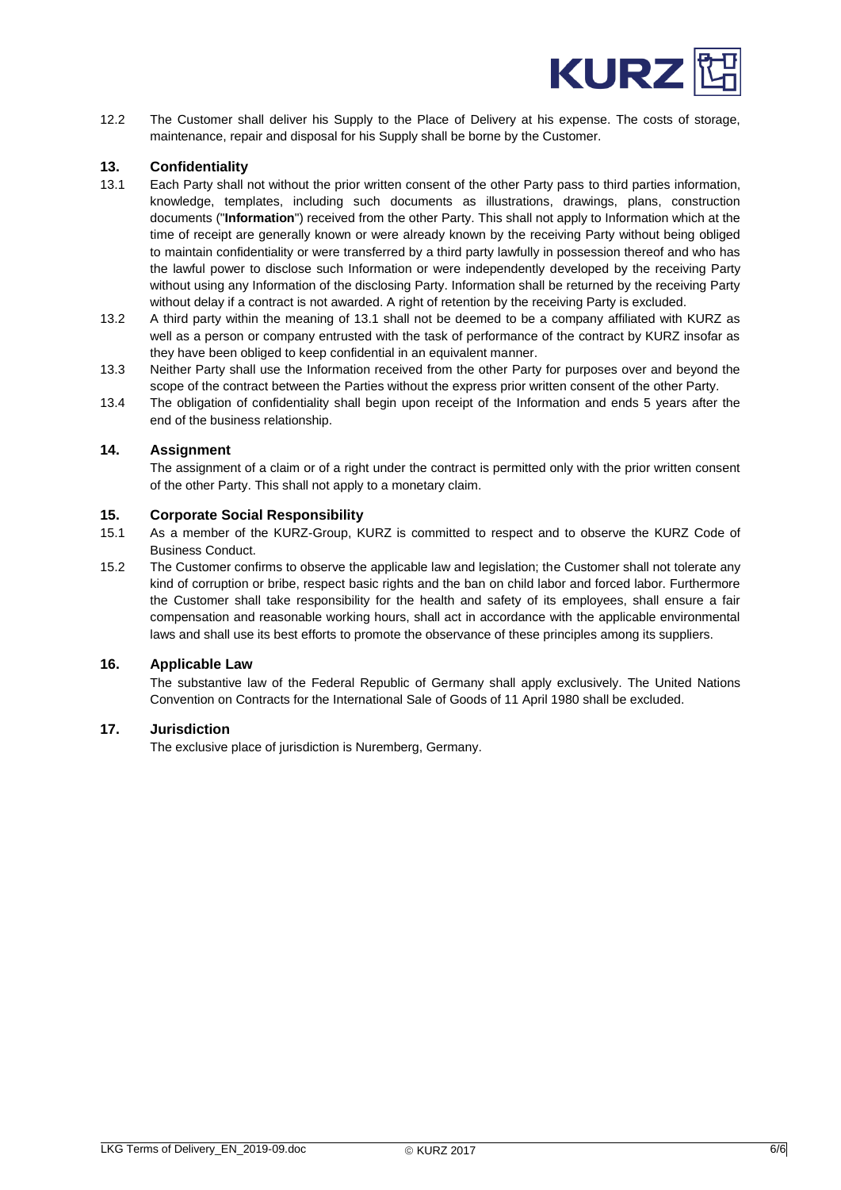12.2 The Customer shall deliver his Supply to the Place of Delivery at his expense. The costs of storage, maintenance, repair and disposal for his Supply shall be borne by the Customer.

## 13. Confidentiality

13.1 Each Party shall not without the prior written consent of the other Party pass to third parties information, knowledge, templates, including such documents as illustrations, drawings, plans, construction documents ("**Information**") received from the other Party. This shall not apply to Information which at the time of receipt are generally known or were already known by the receiving Party without being obliged to maintain confidentiality or were transferred by a third party lawfully in possession thereof and who has the lawful power to disclose such Information or were independently developed by the receiving Party without using any Information of the disclosing Party. Information shall be returned by the receiving Party without delay if a contract is not awarded. A right of retention by the receiving Party is excluded.

13.2 A third party within the meaning of 13.1 shall not be deemed to be a company affiliated with KURZ as well as a person or company entrusted with the task of performance of the contract by KURZ insofar as they have been obliged to keep confidential in an equivalent manner.

13.3 Neither Party shall use the Information received from the other Party for purposes over and beyond the scope of the contract between the Parties without the express prior written consent of the other Party.

13.4 The obligation of confidentiality shall begin upon receipt of the Information and ends 5 years after the end of the business relationship.

## 14. Assignment

The assignment of a claim or of a right under the contract is permitted only with the prior written consent of the other Party. This shall not apply to a monetary claim.

## 15. Corporate Social Responsibility

15.1 As a member of the KURZ-Group, KURZ is committed to respect and to observe the KURZ Code of Business Conduct.

15.2 The Customer confirms to observe the applicable law and legislation; the Customer shall not tolerate any kind of corruption or bribe, respect basic rights and the ban on child labor and forced labor. Furthermore the Customer shall take responsibility for the health and safety of its employees, shall ensure a fair compensation and reasonable working hours, shall act in accordance with the applicable environmental laws and shall use its best efforts to promote the observance of these principles among its suppliers.

## 16. Applicable Law

The substantive law of the Federal Republic of Germany shall apply exclusively. The United Nations Convention on Contracts for the International Sale of Goods of 11 April 1980 shall be excluded.

## 17. Jurisdiction

The exclusive place of jurisdiction is Nuremberg, Germany.